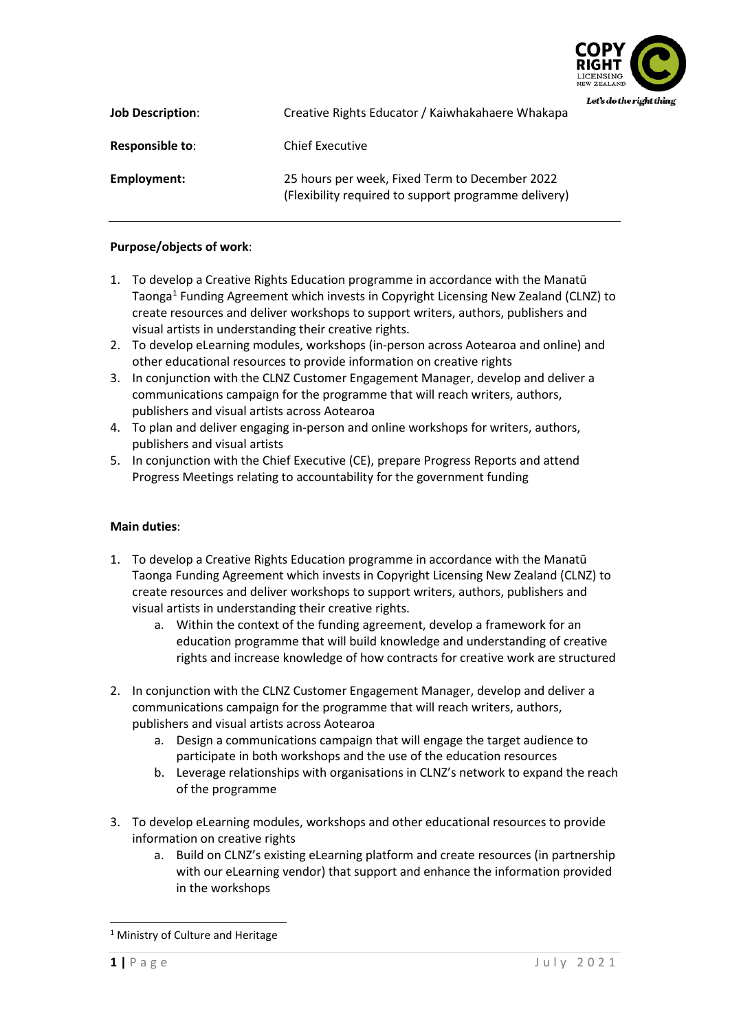| | |
|---|---|
| **Job Description**: | Creative Rights Educator / Kaiwhakahaere Whakapa |
| **Responsible to**: | Chief Executive |
| **Employment:** | 25 hours per week, Fixed Term to December 2022 (Flexibility required to support programme delivery) |

---

**Purpose/objects of work**:

1. To develop a Creative Rights Education programme in accordance with the Manatū Taonga[1] Funding Agreement which invests in Copyright Licensing New Zealand (CLNZ) to create resources and deliver workshops to support writers, authors, publishers and visual artists in understanding their creative rights.
2. To develop eLearning modules, workshops (in-person across Aotearoa and online) and other educational resources to provide information on creative rights
3. In conjunction with the CLNZ Customer Engagement Manager, develop and deliver a communications campaign for the programme that will reach writers, authors, publishers and visual artists across Aotearoa
4. To plan and deliver engaging in-person and online workshops for writers, authors, publishers and visual artists
5. In conjunction with the Chief Executive (CE), prepare Progress Reports and attend Progress Meetings relating to accountability for the government funding

**Main duties**:

1. To develop a Creative Rights Education programme in accordance with the Manatū Taonga Funding Agreement which invests in Copyright Licensing New Zealand (CLNZ) to create resources and deliver workshops to support writers, authors, publishers and visual artists in understanding their creative rights.
    a. Within the context of the funding agreement, develop a framework for an education programme that will build knowledge and understanding of creative rights and increase knowledge of how contracts for creative work are structured

2. In conjunction with the CLNZ Customer Engagement Manager, develop and deliver a communications campaign for the programme that will reach writers, authors, publishers and visual artists across Aotearoa
    a. Design a communications campaign that will engage the target audience to participate in both workshops and the use of the education resources
    b. Leverage relationships with organisations in CLNZ's network to expand the reach of the programme

3. To develop eLearning modules, workshops and other educational resources to provide information on creative rights
    a. Build on CLNZ's existing eLearning platform and create resources (in partnership with our eLearning vendor) that support and enhance the information provided in the workshops

[1] Ministry of Culture and Heritage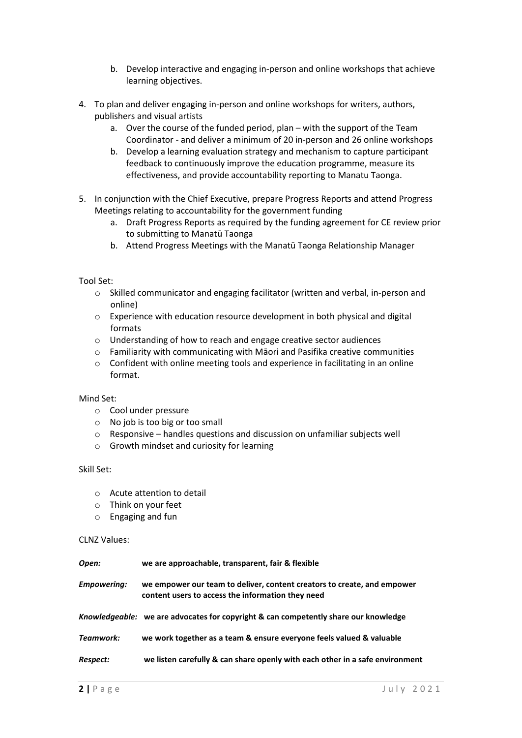b. Develop interactive and engaging in-person and online workshops that achieve learning objectives.

4. To plan and deliver engaging in-person and online workshops for writers, authors, publishers and visual artists
   a. Over the course of the funded period, plan – with the support of the Team Coordinator - and deliver a minimum of 20 in-person and 26 online workshops
   b. Develop a learning evaluation strategy and mechanism to capture participant feedback to continuously improve the education programme, measure its effectiveness, and provide accountability reporting to Manatu Taonga.

5. In conjunction with the Chief Executive, prepare Progress Reports and attend Progress Meetings relating to accountability for the government funding
   a. Draft Progress Reports as required by the funding agreement for CE review prior to submitting to Manatū Taonga
   b. Attend Progress Meetings with the Manatū Taonga Relationship Manager

Tool Set:

- Skilled communicator and engaging facilitator (written and verbal, in-person and online)
- Experience with education resource development in both physical and digital formats
- Understanding of how to reach and engage creative sector audiences
- Familiarity with communicating with Māori and Pasifika creative communities
- Confident with online meeting tools and experience in facilitating in an online format.

Mind Set:

- Cool under pressure
- No job is too big or too small
- Responsive – handles questions and discussion on unfamiliar subjects well
- Growth mindset and curiosity for learning

Skill Set:

- Acute attention to detail
- Think on your feet
- Engaging and fun

CLNZ Values:

| | |
|---|---|
| ***Open:*** | **we are approachable, transparent, fair & flexible** |
| ***Empowering:*** | **we empower our team to deliver, content creators to create, and empower content users to access the information they need** |
| ***Knowledgeable:*** | **we are advocates for copyright & can competently share our knowledge** |
| ***Teamwork:*** | **we work together as a team & ensure everyone feels valued & valuable** |
| ***Respect:*** | **we listen carefully & can share openly with each other in a safe environment** |